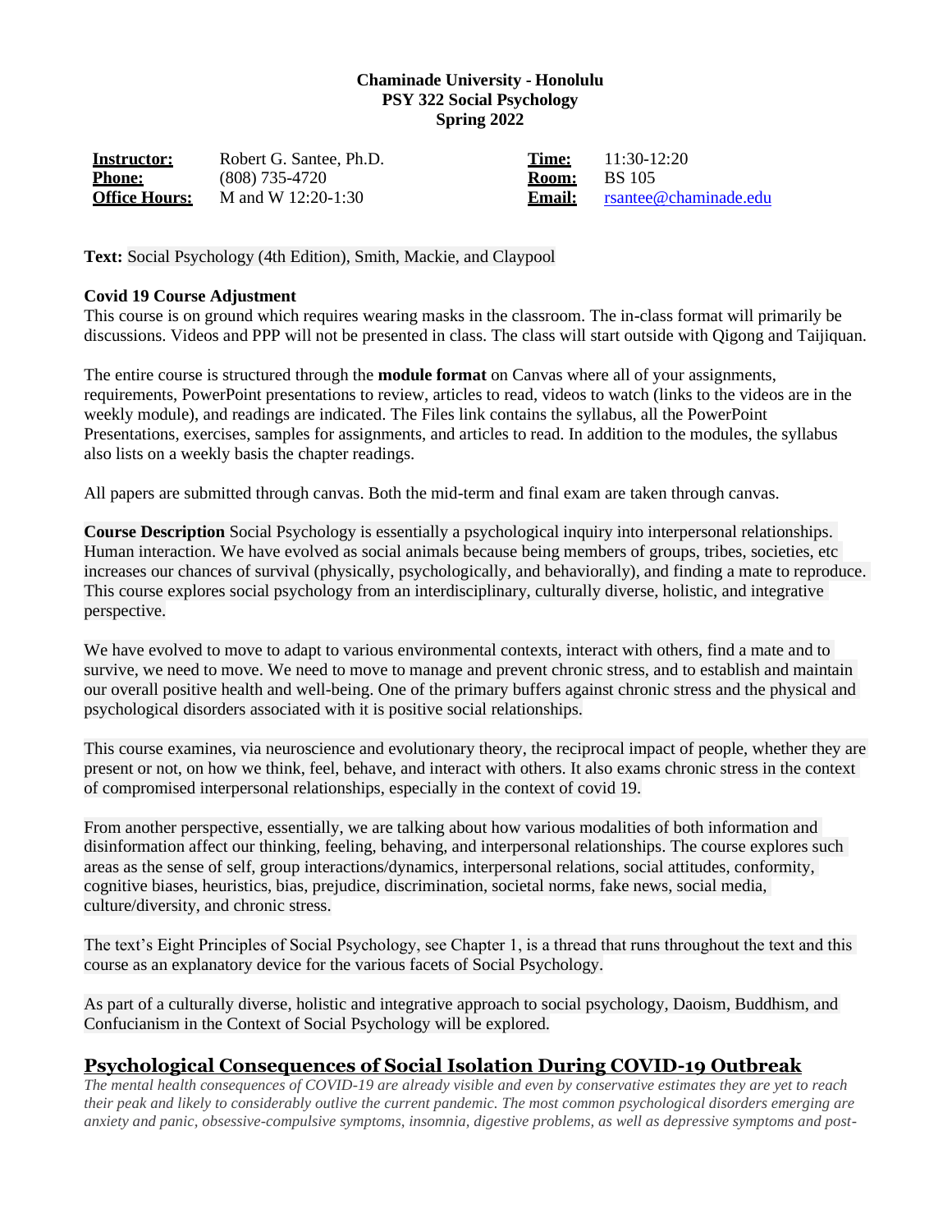**Chaminade University - Honolulu**
**PSY 322 Social Psychology**
**Spring 2022**

| | | | |
|---|---|---|---|
| **Instructor:** | Robert G. Santee, Ph.D. | **Time:** | 11:30-12:20 |
| **Phone:** | (808) 735-4720 | **Room:** | BS 105 |
| **Office Hours:** | M and W 12:20-1:30 | **Email:** | rsantee@chaminade.edu |

**Text:** Social Psychology (4th Edition), Smith, Mackie, and Claypool

**Covid 19 Course Adjustment**
This course is on ground which requires wearing masks in the classroom. The in-class format will primarily be discussions. Videos and PPP will not be presented in class. The class will start outside with Qigong and Taijiquan.

The entire course is structured through the **module format** on Canvas where all of your assignments, requirements, PowerPoint presentations to review, articles to read, videos to watch (links to the videos are in the weekly module), and readings are indicated. The Files link contains the syllabus, all the PowerPoint Presentations, exercises, samples for assignments, and articles to read. In addition to the modules, the syllabus also lists on a weekly basis the chapter readings.

All papers are submitted through canvas. Both the mid-term and final exam are taken through canvas.

**Course Description** Social Psychology is essentially a psychological inquiry into interpersonal relationships. Human interaction. We have evolved as social animals because being members of groups, tribes, societies, etc increases our chances of survival (physically, psychologically, and behaviorally), and finding a mate to reproduce. This course explores social psychology from an interdisciplinary, culturally diverse, holistic, and integrative perspective.

We have evolved to move to adapt to various environmental contexts, interact with others, find a mate and to survive, we need to move. We need to move to manage and prevent chronic stress, and to establish and maintain our overall positive health and well-being. One of the primary buffers against chronic stress and the physical and psychological disorders associated with it is positive social relationships.

This course examines, via neuroscience and evolutionary theory, the reciprocal impact of people, whether they are present or not, on how we think, feel, behave, and interact with others. It also exams chronic stress in the context of compromised interpersonal relationships, especially in the context of covid 19.

From another perspective, essentially, we are talking about how various modalities of both information and disinformation affect our thinking, feeling, behaving, and interpersonal relationships. The course explores such areas as the sense of self, group interactions/dynamics, interpersonal relations, social attitudes, conformity, cognitive biases, heuristics, bias, prejudice, discrimination, societal norms, fake news, social media, culture/diversity, and chronic stress.

The text's Eight Principles of Social Psychology, see Chapter 1, is a thread that runs throughout the text and this course as an explanatory device for the various facets of Social Psychology.

As part of a culturally diverse, holistic and integrative approach to social psychology, Daoism, Buddhism, and Confucianism in the Context of Social Psychology will be explored.

## Psychological Consequences of Social Isolation During COVID-19 Outbreak

*The mental health consequences of COVID-19 are already visible and even by conservative estimates they are yet to reach their peak and likely to considerably outlive the current pandemic. The most common psychological disorders emerging are anxiety and panic, obsessive-compulsive symptoms, insomnia, digestive problems, as well as depressive symptoms and post-*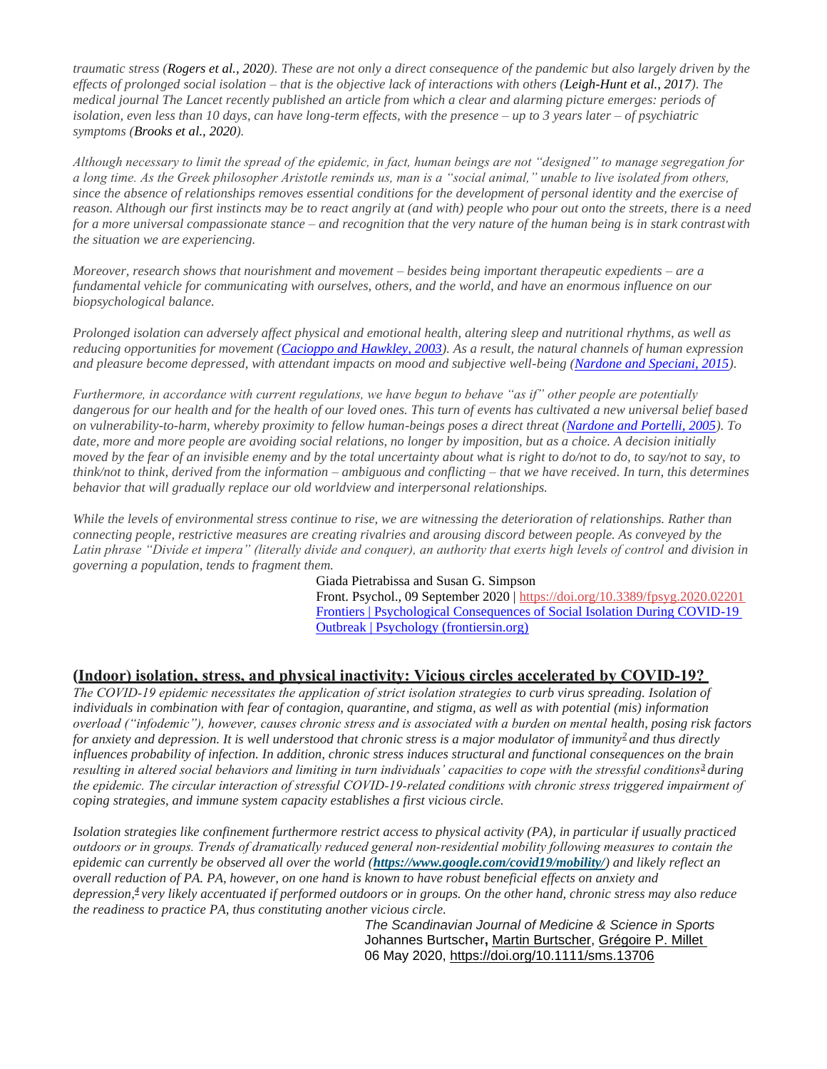*traumatic stress (Rogers et al., 2020). These are not only a direct consequence of the pandemic but also largely driven by the effects of prolonged social isolation – that is the objective lack of interactions with others (Leigh-Hunt et al., 2017). The medical journal The Lancet recently published an article from which a clear and alarming picture emerges: periods of isolation, even less than 10 days, can have long-term effects, with the presence – up to 3 years later – of psychiatric symptoms (Brooks et al., 2020).*

*Although necessary to limit the spread of the epidemic, in fact, human beings are not "designed" to manage segregation for a long time. As the Greek philosopher Aristotle reminds us, man is a "social animal," unable to live isolated from others, since the absence of relationships removes essential conditions for the development of personal identity and the exercise of reason. Although our first instincts may be to react angrily at (and with) people who pour out onto the streets, there is a need for a more universal compassionate stance – and recognition that the very nature of the human being is in stark contrast with the situation we are experiencing.*

*Moreover, research shows that nourishment and movement – besides being important therapeutic expedients – are a fundamental vehicle for communicating with ourselves, others, and the world, and have an enormous influence on our biopsychological balance.*

*Prolonged isolation can adversely affect physical and emotional health, altering sleep and nutritional rhythms, as well as reducing opportunities for movement (Cacioppo and Hawkley, 2003). As a result, the natural channels of human expression and pleasure become depressed, with attendant impacts on mood and subjective well-being (Nardone and Speciani, 2015).*

*Furthermore, in accordance with current regulations, we have begun to behave "as if" other people are potentially dangerous for our health and for the health of our loved ones. This turn of events has cultivated a new universal belief based on vulnerability-to-harm, whereby proximity to fellow human-beings poses a direct threat (Nardone and Portelli, 2005). To date, more and more people are avoiding social relations, no longer by imposition, but as a choice. A decision initially moved by the fear of an invisible enemy and by the total uncertainty about what is right to do/not to do, to say/not to say, to think/not to think, derived from the information – ambiguous and conflicting – that we have received. In turn, this determines behavior that will gradually replace our old worldview and interpersonal relationships.*

*While the levels of environmental stress continue to rise, we are witnessing the deterioration of relationships. Rather than connecting people, restrictive measures are creating rivalries and arousing discord between people. As conveyed by the Latin phrase "Divide et impera" (literally divide and conquer), an authority that exerts high levels of control and division in governing a population, tends to fragment them.*

Giada Pietrabissa and Susan G. Simpson
Front. Psychol., 09 September 2020 | https://doi.org/10.3389/fpsyg.2020.02201
Frontiers | Psychological Consequences of Social Isolation During COVID-19 Outbreak | Psychology (frontiersin.org)

## (Indoor) isolation, stress, and physical inactivity: Vicious circles accelerated by COVID-19?

*The COVID-19 epidemic necessitates the application of strict isolation strategies to curb virus spreading. Isolation of individuals in combination with fear of contagion, quarantine, and stigma, as well as with potential (mis) information overload ("infodemic"), however, causes chronic stress and is associated with a burden on mental health, posing risk factors for anxiety and depression. It is well understood that chronic stress is a major modulator of immunity[2] and thus directly influences probability of infection. In addition, chronic stress induces structural and functional consequences on the brain resulting in altered social behaviors and limiting in turn individuals' capacities to cope with the stressful conditions[3] during the epidemic. The circular interaction of stressful COVID-19-related conditions with chronic stress triggered impairment of coping strategies, and immune system capacity establishes a first vicious circle.*

*Isolation strategies like confinement furthermore restrict access to physical activity (PA), in particular if usually practiced outdoors or in groups. Trends of dramatically reduced general non-residential mobility following measures to contain the epidemic can currently be observed all over the world (https://www.google.com/covid19/mobility/) and likely reflect an overall reduction of PA. PA, however, on one hand is known to have robust beneficial effects on anxiety and depression,[4] very likely accentuated if performed outdoors or in groups. On the other hand, chronic stress may also reduce the readiness to practice PA, thus constituting another vicious circle.*

*The Scandinavian Journal of Medicine & Science in Sports*
Johannes Burtscher, Martin Burtscher, Grégoire P. Millet
06 May 2020, https://doi.org/10.1111/sms.13706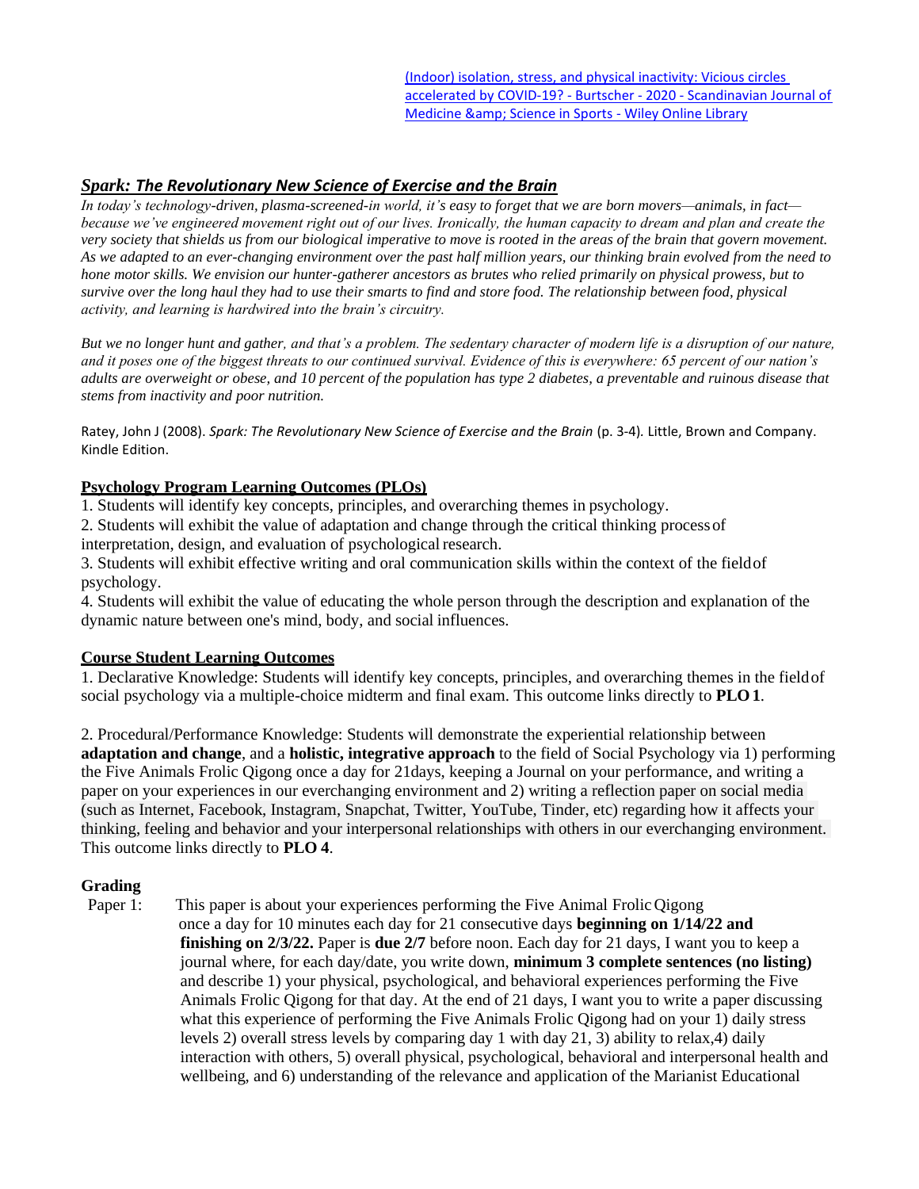[(Indoor) isolation, stress, and physical inactivity: Vicious circles accelerated by COVID-19? - Burtscher - 2020 - Scandinavian Journal of Medicine &amp; Science in Sports - Wiley Online Library]

### *Spark: The Revolutionary New Science of Exercise and the Brain*

*In today's technology-driven, plasma-screened-in world, it's easy to forget that we are born movers—animals, in fact—because we've engineered movement right out of our lives. Ironically, the human capacity to dream and plan and create the very society that shields us from our biological imperative to move is rooted in the areas of the brain that govern movement. As we adapted to an ever-changing environment over the past half million years, our thinking brain evolved from the need to hone motor skills. We envision our hunter-gatherer ancestors as brutes who relied primarily on physical prowess, but to survive over the long haul they had to use their smarts to find and store food. The relationship between food, physical activity, and learning is hardwired into the brain's circuitry.*

*But we no longer hunt and gather, and that's a problem. The sedentary character of modern life is a disruption of our nature, and it poses one of the biggest threats to our continued survival. Evidence of this is everywhere: 65 percent of our nation's adults are overweight or obese, and 10 percent of the population has type 2 diabetes, a preventable and ruinous disease that stems from inactivity and poor nutrition.*

Ratey, John J (2008). *Spark: The Revolutionary New Science of Exercise and the Brain* (p. 3-4). Little, Brown and Company. Kindle Edition.

**Psychology Program Learning Outcomes (PLOs)**

1. Students will identify key concepts, principles, and overarching themes in psychology.
2. Students will exhibit the value of adaptation and change through the critical thinking process of interpretation, design, and evaluation of psychological research.
3. Students will exhibit effective writing and oral communication skills within the context of the field of psychology.
4. Students will exhibit the value of educating the whole person through the description and explanation of the dynamic nature between one's mind, body, and social influences.

**Course Student Learning Outcomes**

1. Declarative Knowledge: Students will identify key concepts, principles, and overarching themes in the field of social psychology via a multiple-choice midterm and final exam. This outcome links directly to **PLO 1**.

2. Procedural/Performance Knowledge: Students will demonstrate the experiential relationship between **adaptation and change**, and a **holistic, integrative approach** to the field of Social Psychology via 1) performing the Five Animals Frolic Qigong once a day for 21days, keeping a Journal on your performance, and writing a paper on your experiences in our everchanging environment and 2) writing a reflection paper on social media (such as Internet, Facebook, Instagram, Snapchat, Twitter, YouTube, Tinder, etc) regarding how it affects your thinking, feeling and behavior and your interpersonal relationships with others in our everchanging environment. This outcome links directly to **PLO 4**.

**Grading**

Paper 1: This paper is about your experiences performing the Five Animal Frolic Qigong once a day for 10 minutes each day for 21 consecutive days **beginning on 1/14/22 and finishing on 2/3/22.** Paper is **due 2/7** before noon. Each day for 21 days, I want you to keep a journal where, for each day/date, you write down, **minimum 3 complete sentences (no listing)** and describe 1) your physical, psychological, and behavioral experiences performing the Five Animals Frolic Qigong for that day. At the end of 21 days, I want you to write a paper discussing what this experience of performing the Five Animals Frolic Qigong had on your 1) daily stress levels 2) overall stress levels by comparing day 1 with day 21, 3) ability to relax,4) daily interaction with others, 5) overall physical, psychological, behavioral and interpersonal health and wellbeing, and 6) understanding of the relevance and application of the Marianist Educational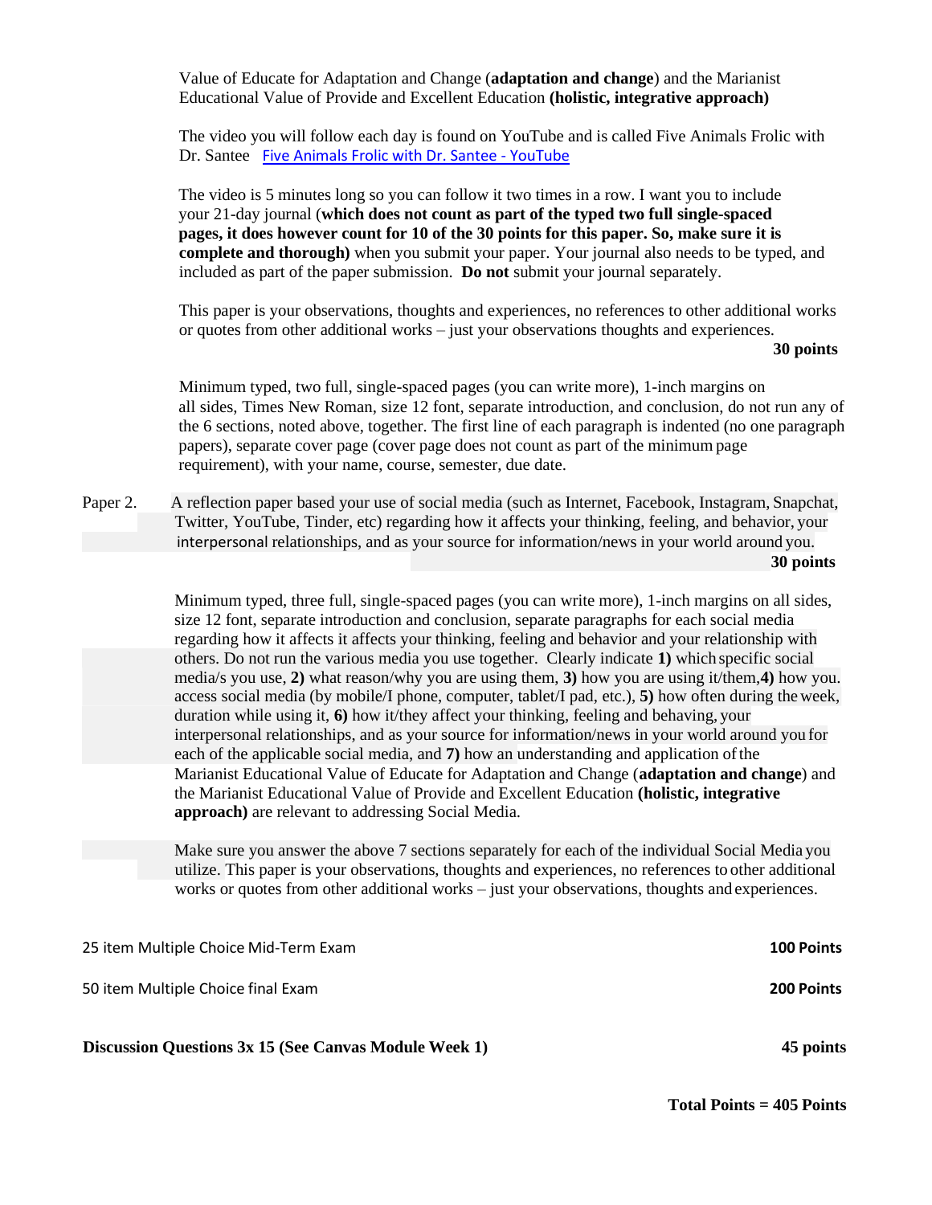Value of Educate for Adaptation and Change (**adaptation and change**) and the Marianist Educational Value of Provide and Excellent Education **(holistic, integrative approach)**

The video you will follow each day is found on YouTube and is called Five Animals Frolic with Dr. Santee [Five Animals Frolic with Dr. Santee - YouTube]

The video is 5 minutes long so you can follow it two times in a row. I want you to include your 21-day journal (**which does not count as part of the typed two full single-spaced pages, it does however count for 10 of the 30 points for this paper. So, make sure it is complete and thorough)** when you submit your paper. Your journal also needs to be typed, and included as part of the paper submission. **Do not** submit your journal separately.

This paper is your observations, thoughts and experiences, no references to other additional works or quotes from other additional works – just your observations thoughts and experiences.

**30 points**

Minimum typed, two full, single-spaced pages (you can write more), 1-inch margins on all sides, Times New Roman, size 12 font, separate introduction, and conclusion, do not run any of the 6 sections, noted above, together. The first line of each paragraph is indented (no one paragraph papers), separate cover page (cover page does not count as part of the minimum page requirement), with your name, course, semester, due date.

Paper 2. A reflection paper based your use of social media (such as Internet, Facebook, Instagram, Snapchat, Twitter, YouTube, Tinder, etc) regarding how it affects your thinking, feeling, and behavior, your interpersonal relationships, and as your source for information/news in your world around you.

**30 points**

Minimum typed, three full, single-spaced pages (you can write more), 1-inch margins on all sides, size 12 font, separate introduction and conclusion, separate paragraphs for each social media regarding how it affects it affects your thinking, feeling and behavior and your relationship with others. Do not run the various media you use together. Clearly indicate **1)** which specific social media/s you use, **2)** what reason/why you are using them, **3)** how you are using it/them, **4)** how you. access social media (by mobile/I phone, computer, tablet/I pad, etc.), **5)** how often during the week, duration while using it, **6)** how it/they affect your thinking, feeling and behaving, your interpersonal relationships, and as your source for information/news in your world around you for each of the applicable social media, and **7)** how an understanding and application of the Marianist Educational Value of Educate for Adaptation and Change (**adaptation and change**) and the Marianist Educational Value of Provide and Excellent Education **(holistic, integrative approach)** are relevant to addressing Social Media.

Make sure you answer the above 7 sections separately for each of the individual Social Media you utilize. This paper is your observations, thoughts and experiences, no references to other additional works or quotes from other additional works – just your observations, thoughts and experiences.

| | |
|---|---|
| 25 item Multiple Choice Mid-Term Exam | **100 Points** |
| 50 item Multiple Choice final Exam | **200 Points** |
| **Discussion Questions 3x 15 (See Canvas Module Week 1)** | **45 points** |

**Total Points = 405 Points**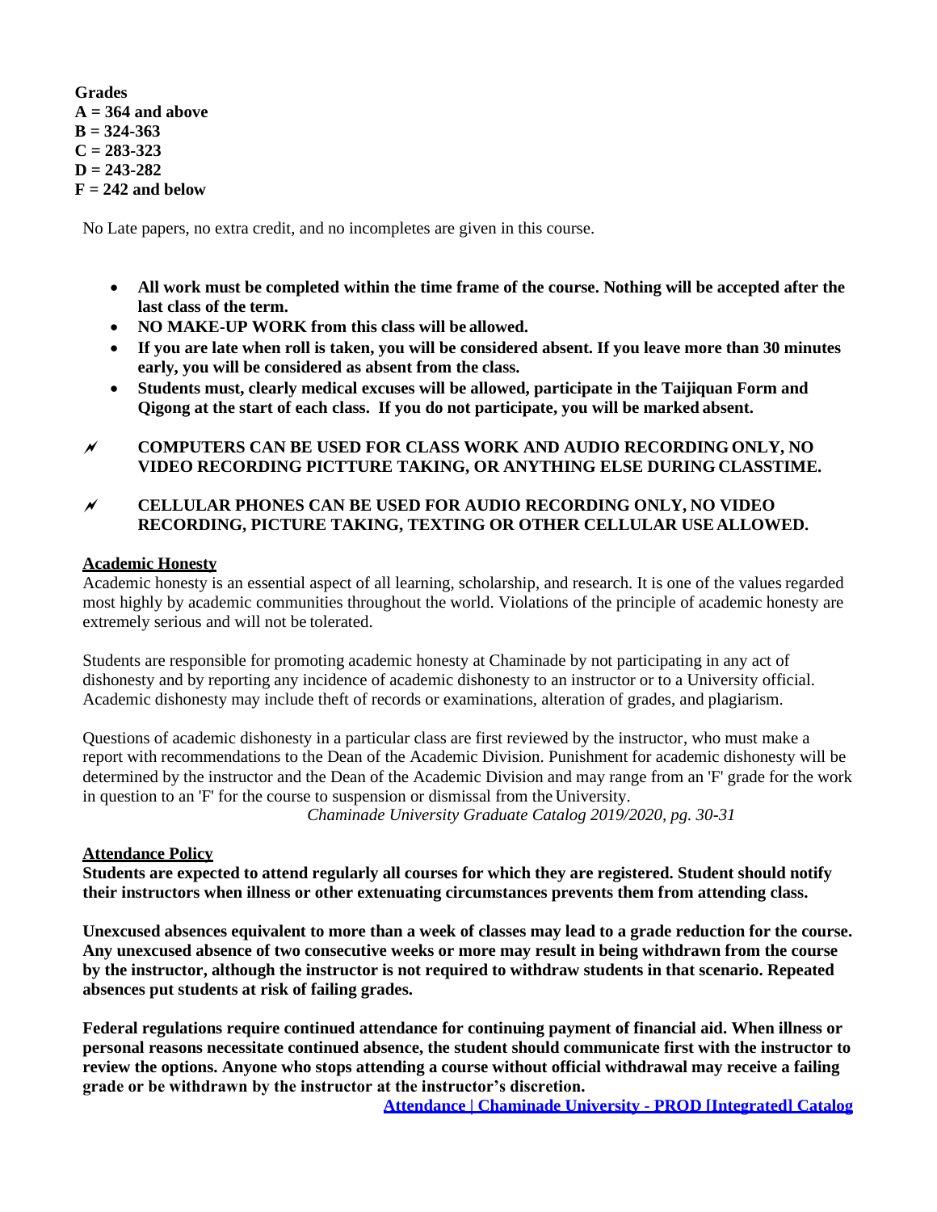**Grades**
**A = 364 and above**
**B = 324-363**
**C = 283-323**
**D = 243-282**
**F = 242 and below**

No Late papers, no extra credit, and no incompletes are given in this course.

- **All work must be completed within the time frame of the course. Nothing will be accepted after the last class of the term.**
- **NO MAKE-UP WORK from this class will be allowed.**
- **If you are late when roll is taken, you will be considered absent. If you leave more than 30 minutes early, you will be considered as absent from the class.**
- **Students must, clearly medical excuses will be allowed, participate in the Taijiquan Form and Qigong at the start of each class. If you do not participate, you will be marked absent.**

- **COMPUTERS CAN BE USED FOR CLASS WORK AND AUDIO RECORDING ONLY, NO VIDEO RECORDING PICTTURE TAKING, OR ANYTHING ELSE DURING CLASSTIME.**
- **CELLULAR PHONES CAN BE USED FOR AUDIO RECORDING ONLY, NO VIDEO RECORDING, PICTURE TAKING, TEXTING OR OTHER CELLULAR USE ALLOWED.**

**Academic Honesty**

Academic honesty is an essential aspect of all learning, scholarship, and research. It is one of the values regarded most highly by academic communities throughout the world. Violations of the principle of academic honesty are extremely serious and will not be tolerated.

Students are responsible for promoting academic honesty at Chaminade by not participating in any act of dishonesty and by reporting any incidence of academic dishonesty to an instructor or to a University official. Academic dishonesty may include theft of records or examinations, alteration of grades, and plagiarism.

Questions of academic dishonesty in a particular class are first reviewed by the instructor, who must make a report with recommendations to the Dean of the Academic Division. Punishment for academic dishonesty will be determined by the instructor and the Dean of the Academic Division and may range from an 'F' grade for the work in question to an 'F' for the course to suspension or dismissal from the University.

*Chaminade University Graduate Catalog 2019/2020, pg. 30-31*

**Attendance Policy**

**Students are expected to attend regularly all courses for which they are registered. Student should notify their instructors when illness or other extenuating circumstances prevents them from attending class.**

**Unexcused absences equivalent to more than a week of classes may lead to a grade reduction for the course. Any unexcused absence of two consecutive weeks or more may result in being withdrawn from the course by the instructor, although the instructor is not required to withdraw students in that scenario. Repeated absences put students at risk of failing grades.**

**Federal regulations require continued attendance for continuing payment of financial aid. When illness or personal reasons necessitate continued absence, the student should communicate first with the instructor to review the options. Anyone who stops attending a course without official withdrawal may receive a failing grade or be withdrawn by the instructor at the instructor's discretion.**

**Attendance | Chaminade University - PROD [Integrated] Catalog**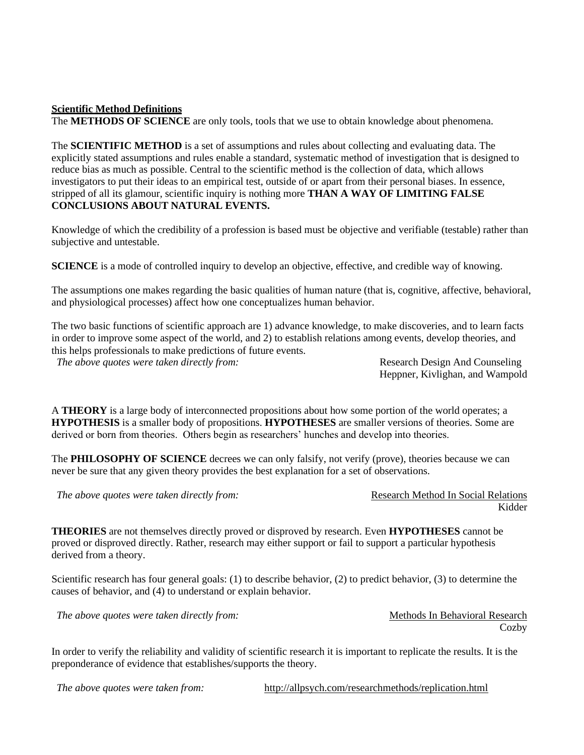**Scientific Method Definitions**

The **METHODS OF SCIENCE** are only tools, tools that we use to obtain knowledge about phenomena.

The **SCIENTIFIC METHOD** is a set of assumptions and rules about collecting and evaluating data. The explicitly stated assumptions and rules enable a standard, systematic method of investigation that is designed to reduce bias as much as possible. Central to the scientific method is the collection of data, which allows investigators to put their ideas to an empirical test, outside of or apart from their personal biases. In essence, stripped of all its glamour, scientific inquiry is nothing more **THAN A WAY OF LIMITING FALSE CONCLUSIONS ABOUT NATURAL EVENTS.**

Knowledge of which the credibility of a profession is based must be objective and verifiable (testable) rather than subjective and untestable.

**SCIENCE** is a mode of controlled inquiry to develop an objective, effective, and credible way of knowing.

The assumptions one makes regarding the basic qualities of human nature (that is, cognitive, affective, behavioral, and physiological processes) affect how one conceptualizes human behavior.

The two basic functions of scientific approach are 1) advance knowledge, to make discoveries, and to learn facts in order to improve some aspect of the world, and 2) to establish relations among events, develop theories, and this helps professionals to make predictions of future events.

*The above quotes were taken directly from:* Research Design And Counseling
Heppner, Kivlighan, and Wampold

A **THEORY** is a large body of interconnected propositions about how some portion of the world operates; a **HYPOTHESIS** is a smaller body of propositions. **HYPOTHESES** are smaller versions of theories. Some are derived or born from theories. Others begin as researchers' hunches and develop into theories.

The **PHILOSOPHY OF SCIENCE** decrees we can only falsify, not verify (prove), theories because we can never be sure that any given theory provides the best explanation for a set of observations.

*The above quotes were taken directly from:* Research Method In Social Relations
Kidder

**THEORIES** are not themselves directly proved or disproved by research. Even **HYPOTHESES** cannot be proved or disproved directly. Rather, research may either support or fail to support a particular hypothesis derived from a theory.

Scientific research has four general goals: (1) to describe behavior, (2) to predict behavior, (3) to determine the causes of behavior, and (4) to understand or explain behavior.

*The above quotes were taken directly from:* Methods In Behavioral Research
Cozby

In order to verify the reliability and validity of scientific research it is important to replicate the results. It is the preponderance of evidence that establishes/supports the theory.

*The above quotes were taken from:* http://allpsych.com/researchmethods/replication.html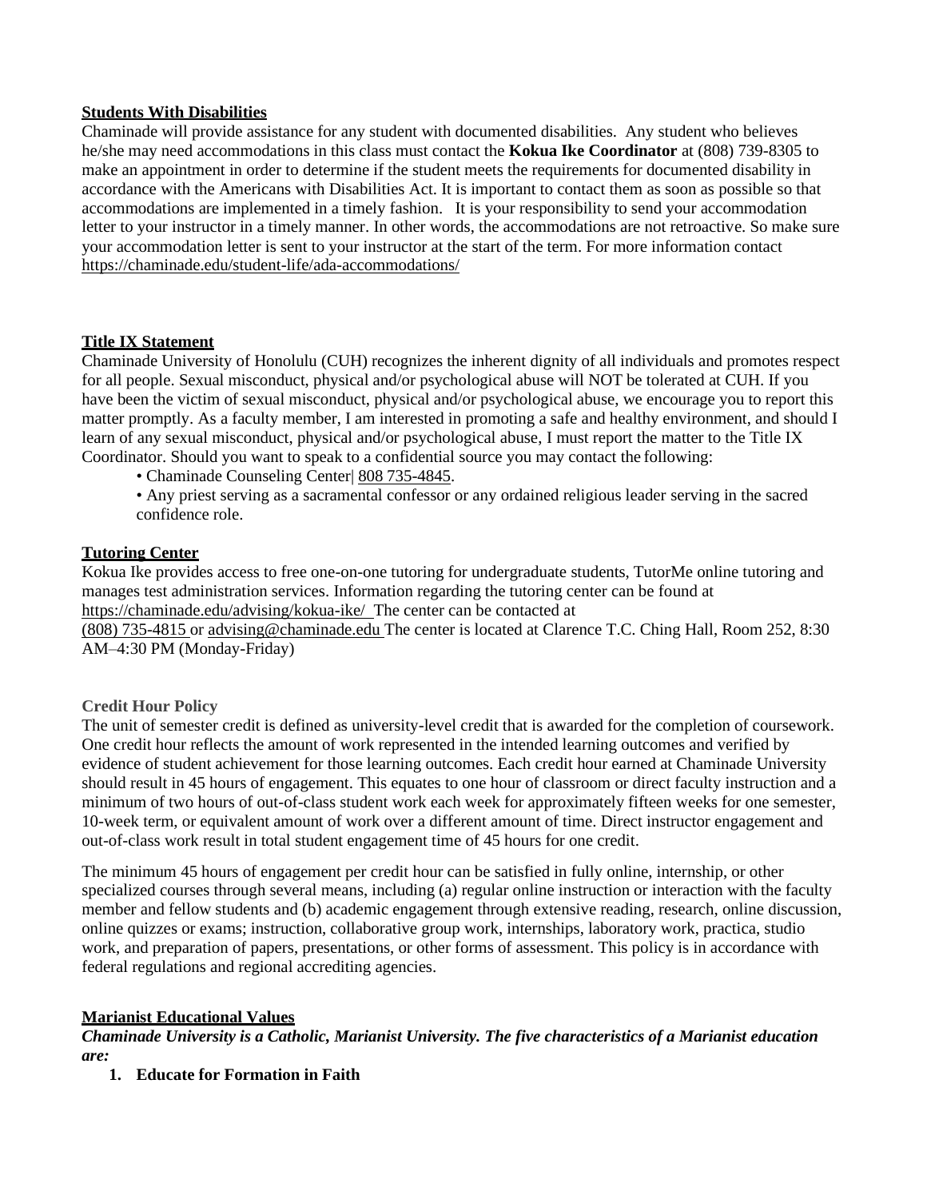**Students With Disabilities**

Chaminade will provide assistance for any student with documented disabilities. Any student who believes he/she may need accommodations in this class must contact the **Kokua Ike Coordinator** at (808) 739-8305 to make an appointment in order to determine if the student meets the requirements for documented disability in accordance with the Americans with Disabilities Act. It is important to contact them as soon as possible so that accommodations are implemented in a timely fashion. It is your responsibility to send your accommodation letter to your instructor in a timely manner. In other words, the accommodations are not retroactive. So make sure your accommodation letter is sent to your instructor at the start of the term. For more information contact https://chaminade.edu/student-life/ada-accommodations/

**Title IX Statement**

Chaminade University of Honolulu (CUH) recognizes the inherent dignity of all individuals and promotes respect for all people. Sexual misconduct, physical and/or psychological abuse will NOT be tolerated at CUH. If you have been the victim of sexual misconduct, physical and/or psychological abuse, we encourage you to report this matter promptly. As a faculty member, I am interested in promoting a safe and healthy environment, and should I learn of any sexual misconduct, physical and/or psychological abuse, I must report the matter to the Title IX Coordinator. Should you want to speak to a confidential source you may contact the following:

- Chaminade Counseling Center| 808 735-4845.
- Any priest serving as a sacramental confessor or any ordained religious leader serving in the sacred confidence role.

**Tutoring Center**

Kokua Ike provides access to free one-on-one tutoring for undergraduate students, TutorMe online tutoring and manages test administration services. Information regarding the tutoring center can be found at https://chaminade.edu/advising/kokua-ike/ The center can be contacted at (808) 735-4815 or advising@chaminade.edu The center is located at Clarence T.C. Ching Hall, Room 252, 8:30 AM–4:30 PM (Monday-Friday)

**Credit Hour Policy**

The unit of semester credit is defined as university-level credit that is awarded for the completion of coursework. One credit hour reflects the amount of work represented in the intended learning outcomes and verified by evidence of student achievement for those learning outcomes. Each credit hour earned at Chaminade University should result in 45 hours of engagement. This equates to one hour of classroom or direct faculty instruction and a minimum of two hours of out-of-class student work each week for approximately fifteen weeks for one semester, 10-week term, or equivalent amount of work over a different amount of time. Direct instructor engagement and out-of-class work result in total student engagement time of 45 hours for one credit.

The minimum 45 hours of engagement per credit hour can be satisfied in fully online, internship, or other specialized courses through several means, including (a) regular online instruction or interaction with the faculty member and fellow students and (b) academic engagement through extensive reading, research, online discussion, online quizzes or exams; instruction, collaborative group work, internships, laboratory work, practica, studio work, and preparation of papers, presentations, or other forms of assessment. This policy is in accordance with federal regulations and regional accrediting agencies.

**Marianist Educational Values**

***Chaminade University is a Catholic, Marianist University. The five characteristics of a Marianist education are:***

1. **Educate for Formation in Faith**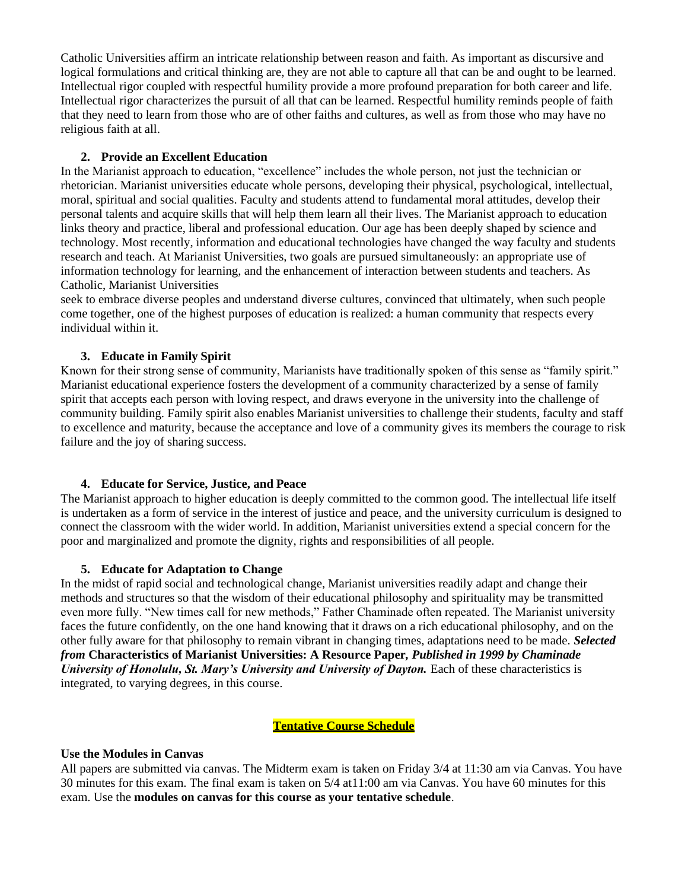Catholic Universities affirm an intricate relationship between reason and faith. As important as discursive and logical formulations and critical thinking are, they are not able to capture all that can be and ought to be learned. Intellectual rigor coupled with respectful humility provide a more profound preparation for both career and life. Intellectual rigor characterizes the pursuit of all that can be learned. Respectful humility reminds people of faith that they need to learn from those who are of other faiths and cultures, as well as from those who may have no religious faith at all.

2. **Provide an Excellent Education**

In the Marianist approach to education, "excellence" includes the whole person, not just the technician or rhetorician. Marianist universities educate whole persons, developing their physical, psychological, intellectual, moral, spiritual and social qualities. Faculty and students attend to fundamental moral attitudes, develop their personal talents and acquire skills that will help them learn all their lives. The Marianist approach to education links theory and practice, liberal and professional education. Our age has been deeply shaped by science and technology. Most recently, information and educational technologies have changed the way faculty and students research and teach. At Marianist Universities, two goals are pursued simultaneously: an appropriate use of information technology for learning, and the enhancement of interaction between students and teachers. As Catholic, Marianist Universities seek to embrace diverse peoples and understand diverse cultures, convinced that ultimately, when such people come together, one of the highest purposes of education is realized: a human community that respects every individual within it.

3. **Educate in Family Spirit**

Known for their strong sense of community, Marianists have traditionally spoken of this sense as "family spirit." Marianist educational experience fosters the development of a community characterized by a sense of family spirit that accepts each person with loving respect, and draws everyone in the university into the challenge of community building. Family spirit also enables Marianist universities to challenge their students, faculty and staff to excellence and maturity, because the acceptance and love of a community gives its members the courage to risk failure and the joy of sharing success.

4. **Educate for Service, Justice, and Peace**

The Marianist approach to higher education is deeply committed to the common good. The intellectual life itself is undertaken as a form of service in the interest of justice and peace, and the university curriculum is designed to connect the classroom with the wider world. In addition, Marianist universities extend a special concern for the poor and marginalized and promote the dignity, rights and responsibilities of all people.

5. **Educate for Adaptation to Change**

In the midst of rapid social and technological change, Marianist universities readily adapt and change their methods and structures so that the wisdom of their educational philosophy and spirituality may be transmitted even more fully. "New times call for new methods," Father Chaminade often repeated. The Marianist university faces the future confidently, on the one hand knowing that it draws on a rich educational philosophy, and on the other fully aware for that philosophy to remain vibrant in changing times, adaptations need to be made. ***Selected from* Characteristics of Marianist Universities: A Resource Paper, *Published in 1999 by Chaminade University of Honolulu, St. Mary's University and University of Dayton.*** Each of these characteristics is integrated, to varying degrees, in this course.

## **Tentative Course Schedule**

**Use the Modules in Canvas**

All papers are submitted via canvas. The Midterm exam is taken on Friday 3/4 at 11:30 am via Canvas. You have 30 minutes for this exam. The final exam is taken on 5/4 at11:00 am via Canvas. You have 60 minutes for this exam. Use the **modules on canvas for this course as your tentative schedule**.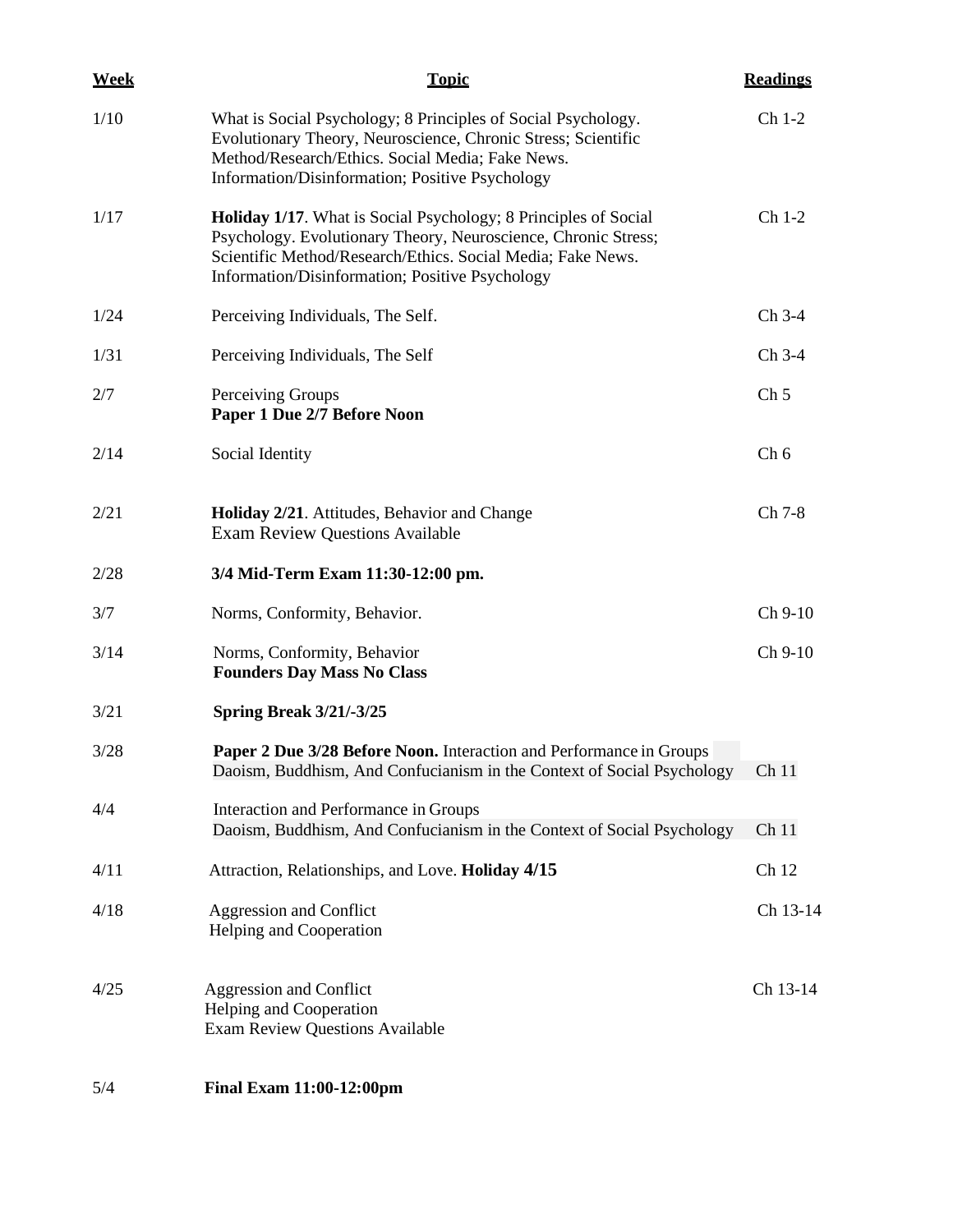| **Week** | **Topic** | **Readings** |
|---|---|---|
| 1/10 | What is Social Psychology; 8 Principles of Social Psychology. Evolutionary Theory, Neuroscience, Chronic Stress; Scientific Method/Research/Ethics. Social Media; Fake News. Information/Disinformation; Positive Psychology | Ch 1-2 |
| 1/17 | **Holiday 1/17**. What is Social Psychology; 8 Principles of Social Psychology. Evolutionary Theory, Neuroscience, Chronic Stress; Scientific Method/Research/Ethics. Social Media; Fake News. Information/Disinformation; Positive Psychology | Ch 1-2 |
| 1/24 | Perceiving Individuals, The Self. | Ch 3-4 |
| 1/31 | Perceiving Individuals, The Self | Ch 3-4 |
| 2/7 | Perceiving Groups<br>**Paper 1 Due 2/7 Before Noon** | Ch 5 |
| 2/14 | Social Identity | Ch 6 |
| 2/21 | **Holiday 2/21**. Attitudes, Behavior and Change<br>Exam Review Questions Available | Ch 7-8 |
| 2/28 | **3/4 Mid-Term Exam 11:30-12:00 pm.** | |
| 3/7 | Norms, Conformity, Behavior. | Ch 9-10 |
| 3/14 | Norms, Conformity, Behavior<br>**Founders Day Mass No Class** | Ch 9-10 |
| 3/21 | **Spring Break 3/21/-3/25** | |
| 3/28 | **Paper 2 Due 3/28 Before Noon.** Interaction and Performance in Groups<br>Daoism, Buddhism, And Confucianism in the Context of Social Psychology | Ch 11 |
| 4/4 | Interaction and Performance in Groups<br>Daoism, Buddhism, And Confucianism in the Context of Social Psychology | Ch 11 |
| 4/11 | Attraction, Relationships, and Love. **Holiday 4/15** | Ch 12 |
| 4/18 | Aggression and Conflict<br>Helping and Cooperation | Ch 13-14 |
| 4/25 | Aggression and Conflict<br>Helping and Cooperation<br>Exam Review Questions Available | Ch 13-14 |
| 5/4 | **Final Exam 11:00-12:00pm** | |